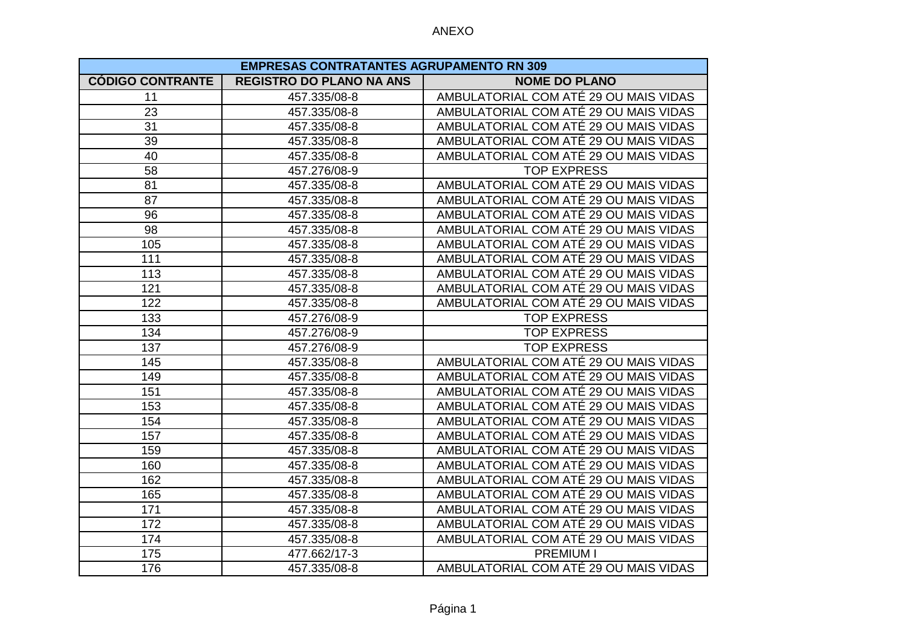ANEXO

| EMPRESAS CONTRATANTES AGRUPAMENTO RN 309 | | |
|---|---|---|
| **CÓDIGO CONTRANTE** | **REGISTRO DO PLANO NA ANS** | **NOME DO PLANO** |
| 11 | 457.335/08-8 | AMBULATORIAL COM ATÉ 29 OU MAIS VIDAS |
| 23 | 457.335/08-8 | AMBULATORIAL COM ATÉ 29 OU MAIS VIDAS |
| 31 | 457.335/08-8 | AMBULATORIAL COM ATÉ 29 OU MAIS VIDAS |
| 39 | 457.335/08-8 | AMBULATORIAL COM ATÉ 29 OU MAIS VIDAS |
| 40 | 457.335/08-8 | AMBULATORIAL COM ATÉ 29 OU MAIS VIDAS |
| 58 | 457.276/08-9 | TOP EXPRESS |
| 81 | 457.335/08-8 | AMBULATORIAL COM ATÉ 29 OU MAIS VIDAS |
| 87 | 457.335/08-8 | AMBULATORIAL COM ATÉ 29 OU MAIS VIDAS |
| 96 | 457.335/08-8 | AMBULATORIAL COM ATÉ 29 OU MAIS VIDAS |
| 98 | 457.335/08-8 | AMBULATORIAL COM ATÉ 29 OU MAIS VIDAS |
| 105 | 457.335/08-8 | AMBULATORIAL COM ATÉ 29 OU MAIS VIDAS |
| 111 | 457.335/08-8 | AMBULATORIAL COM ATÉ 29 OU MAIS VIDAS |
| 113 | 457.335/08-8 | AMBULATORIAL COM ATÉ 29 OU MAIS VIDAS |
| 121 | 457.335/08-8 | AMBULATORIAL COM ATÉ 29 OU MAIS VIDAS |
| 122 | 457.335/08-8 | AMBULATORIAL COM ATÉ 29 OU MAIS VIDAS |
| 133 | 457.276/08-9 | TOP EXPRESS |
| 134 | 457.276/08-9 | TOP EXPRESS |
| 137 | 457.276/08-9 | TOP EXPRESS |
| 145 | 457.335/08-8 | AMBULATORIAL COM ATÉ 29 OU MAIS VIDAS |
| 149 | 457.335/08-8 | AMBULATORIAL COM ATÉ 29 OU MAIS VIDAS |
| 151 | 457.335/08-8 | AMBULATORIAL COM ATÉ 29 OU MAIS VIDAS |
| 153 | 457.335/08-8 | AMBULATORIAL COM ATÉ 29 OU MAIS VIDAS |
| 154 | 457.335/08-8 | AMBULATORIAL COM ATÉ 29 OU MAIS VIDAS |
| 157 | 457.335/08-8 | AMBULATORIAL COM ATÉ 29 OU MAIS VIDAS |
| 159 | 457.335/08-8 | AMBULATORIAL COM ATÉ 29 OU MAIS VIDAS |
| 160 | 457.335/08-8 | AMBULATORIAL COM ATÉ 29 OU MAIS VIDAS |
| 162 | 457.335/08-8 | AMBULATORIAL COM ATÉ 29 OU MAIS VIDAS |
| 165 | 457.335/08-8 | AMBULATORIAL COM ATÉ 29 OU MAIS VIDAS |
| 171 | 457.335/08-8 | AMBULATORIAL COM ATÉ 29 OU MAIS VIDAS |
| 172 | 457.335/08-8 | AMBULATORIAL COM ATÉ 29 OU MAIS VIDAS |
| 174 | 457.335/08-8 | AMBULATORIAL COM ATÉ 29 OU MAIS VIDAS |
| 175 | 477.662/17-3 | PREMIUM I |
| 176 | 457.335/08-8 | AMBULATORIAL COM ATÉ 29 OU MAIS VIDAS |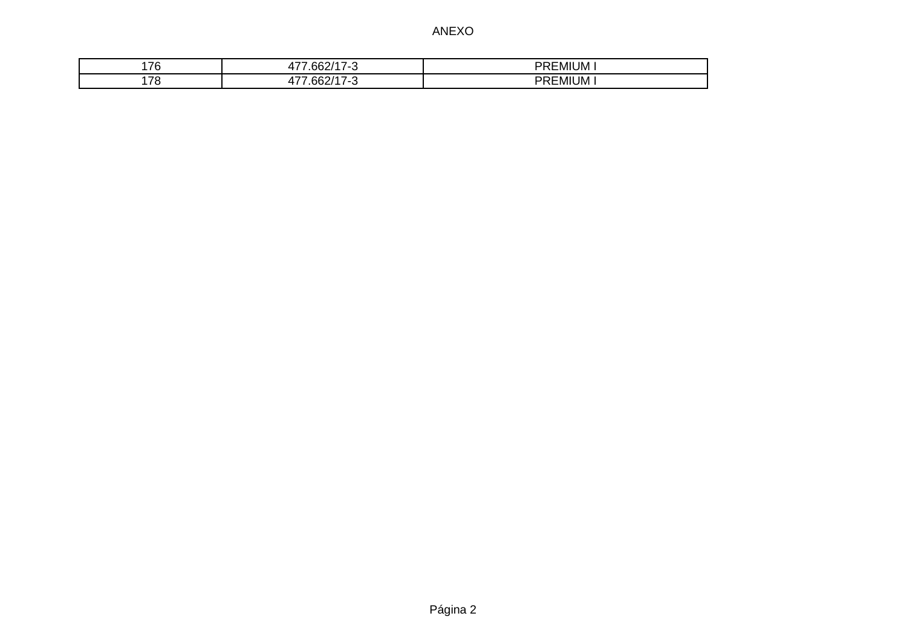ANEXO

| | | |
|---|---|---|
| 176 | 477.662/17-3 | PREMIUM I |
| 178 | 477.662/17-3 | PREMIUM I |